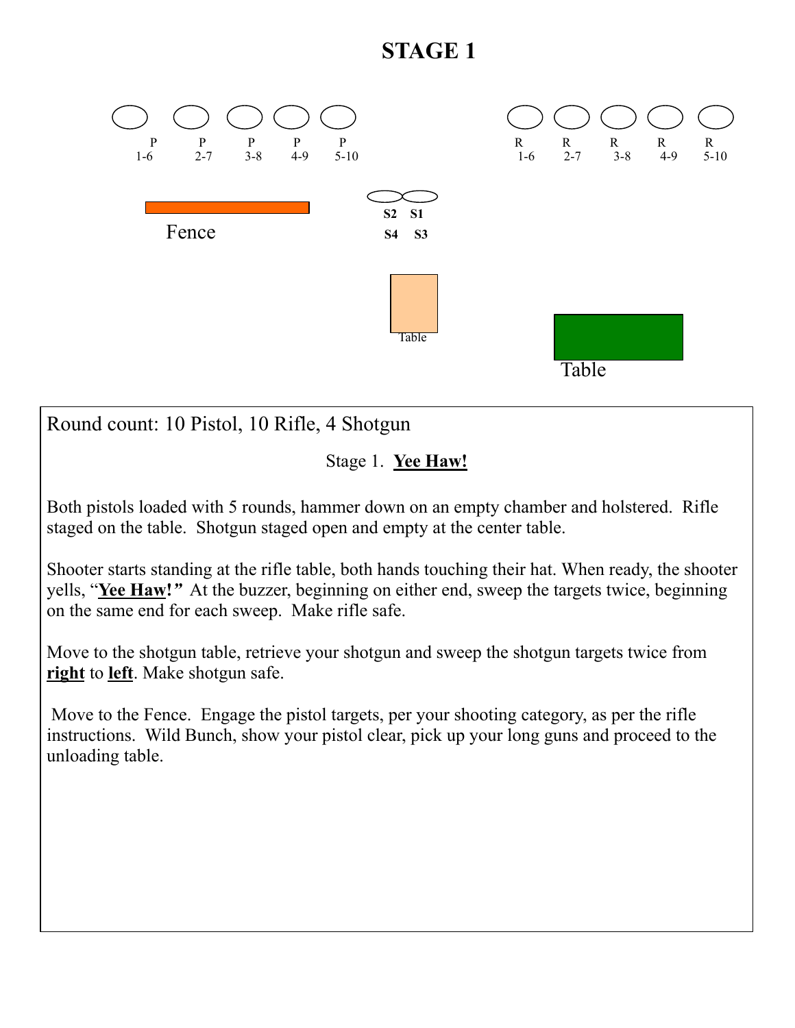# STAGE 1

P 1-6 | P 2-7 | P 3-8 | P 4-9 | P 5-10

R 1-6 | R 2-7 | R 3-8 | R 4-9 | R 5-10

Fence

S2 S1
S4 S3

Table

Table

Round count: 10 Pistol, 10 Rifle, 4 Shotgun

Stage 1. **Yee Haw!**

Both pistols loaded with 5 rounds, hammer down on an empty chamber and holstered. Rifle staged on the table. Shotgun staged open and empty at the center table.

Shooter starts standing at the rifle table, both hands touching their hat. When ready, the shooter yells, "**Yee Haw!**" At the buzzer, beginning on either end, sweep the targets twice, beginning on the same end for each sweep. Make rifle safe.

Move to the shotgun table, retrieve your shotgun and sweep the shotgun targets twice from **right** to **left**. Make shotgun safe.

Move to the Fence. Engage the pistol targets, per your shooting category, as per the rifle instructions. Wild Bunch, show your pistol clear, pick up your long guns and proceed to the unloading table.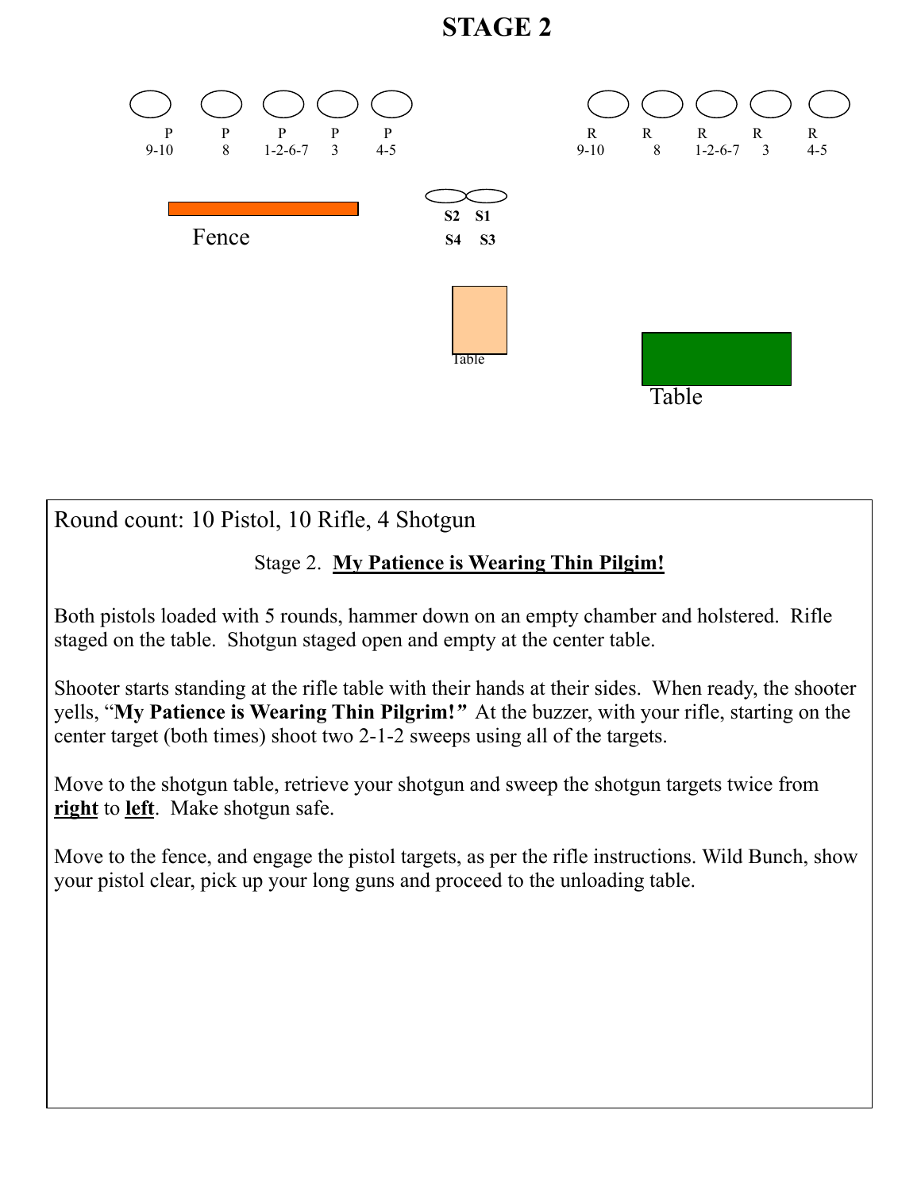# STAGE 2

| P | P | P | P | P |
|---|---|---|---|---|
| 9-10 | 8 | 1-2-6-7 | 3 | 4-5 |

| R | R | R | R | R |
|---|---|---|---|---|
| 9-10 | 8 | 1-2-6-7 | 3 | 4-5 |

Fence

S2 S1

S4 S3

Table

Table

Round count: 10 Pistol, 10 Rifle, 4 Shotgun

Stage 2. **My Patience is Wearing Thin Pilgim!**

Both pistols loaded with 5 rounds, hammer down on an empty chamber and holstered. Rifle staged on the table. Shotgun staged open and empty at the center table.

Shooter starts standing at the rifle table with their hands at their sides. When ready, the shooter yells, "***My Patience is Wearing Thin Pilgrim!***" At the buzzer, with your rifle, starting on the center target (both times) shoot two 2-1-2 sweeps using all of the targets.

Move to the shotgun table, retrieve your shotgun and sweep the shotgun targets twice from **right** to **left**. Make shotgun safe.

Move to the fence, and engage the pistol targets, as per the rifle instructions. Wild Bunch, show your pistol clear, pick up your long guns and proceed to the unloading table.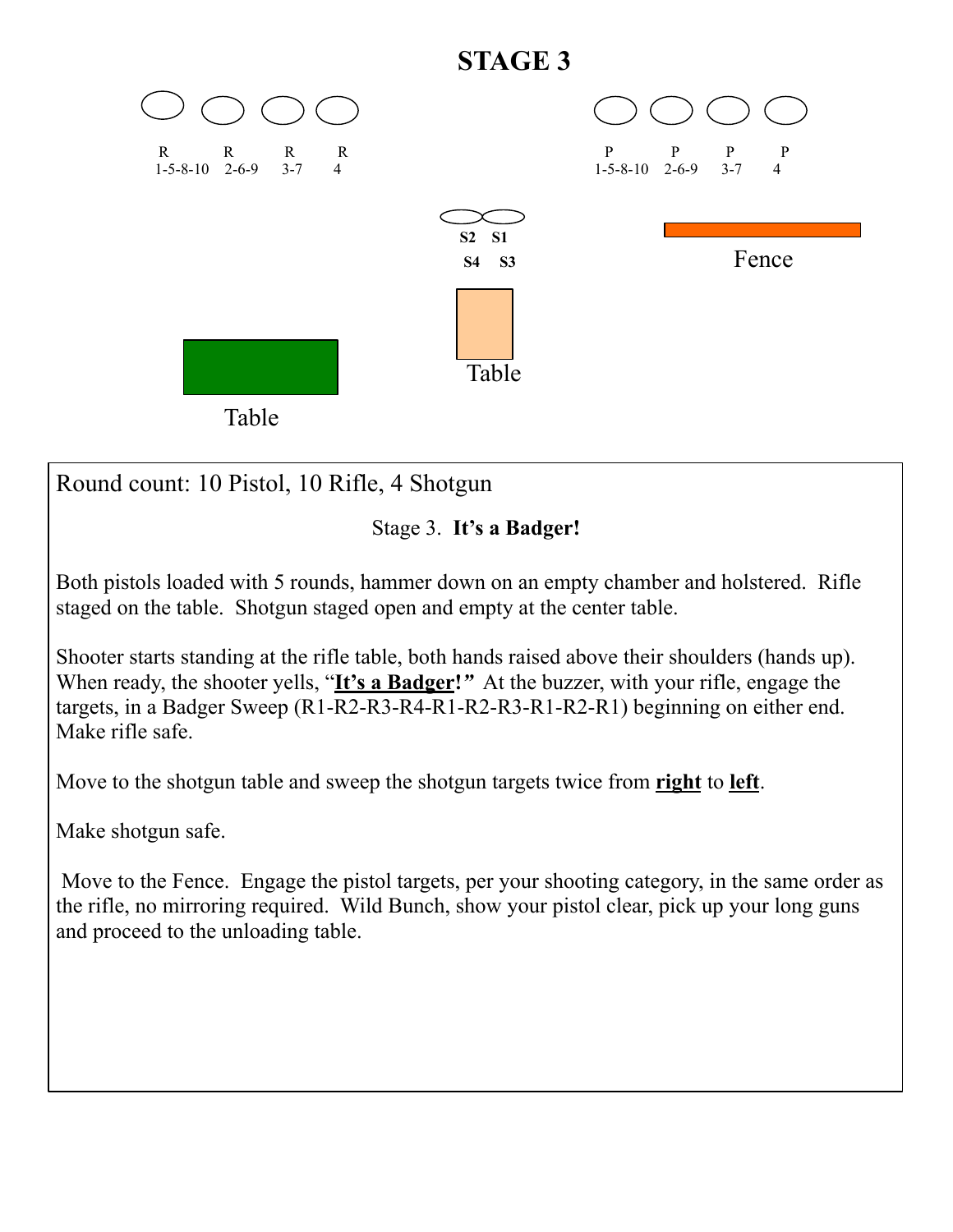# STAGE 3

R 1-5-8-10 R 2-6-9 R 3-7 R 4

P 1-5-8-10 P 2-6-9 P 3-7 P 4

S2 S1
S4 S3

Fence

Table

Table

Round count: 10 Pistol, 10 Rifle, 4 Shotgun

Stage 3. **It's a Badger!**

Both pistols loaded with 5 rounds, hammer down on an empty chamber and holstered. Rifle staged on the table. Shotgun staged open and empty at the center table.

Shooter starts standing at the rifle table, both hands raised above their shoulders (hands up). When ready, the shooter yells, "**It's a Badger!**" At the buzzer, with your rifle, engage the targets, in a Badger Sweep (R1-R2-R3-R4-R1-R2-R3-R1-R2-R1) beginning on either end. Make rifle safe.

Move to the shotgun table and sweep the shotgun targets twice from **right** to **left**.

Make shotgun safe.

Move to the Fence. Engage the pistol targets, per your shooting category, in the same order as the rifle, no mirroring required. Wild Bunch, show your pistol clear, pick up your long guns and proceed to the unloading table.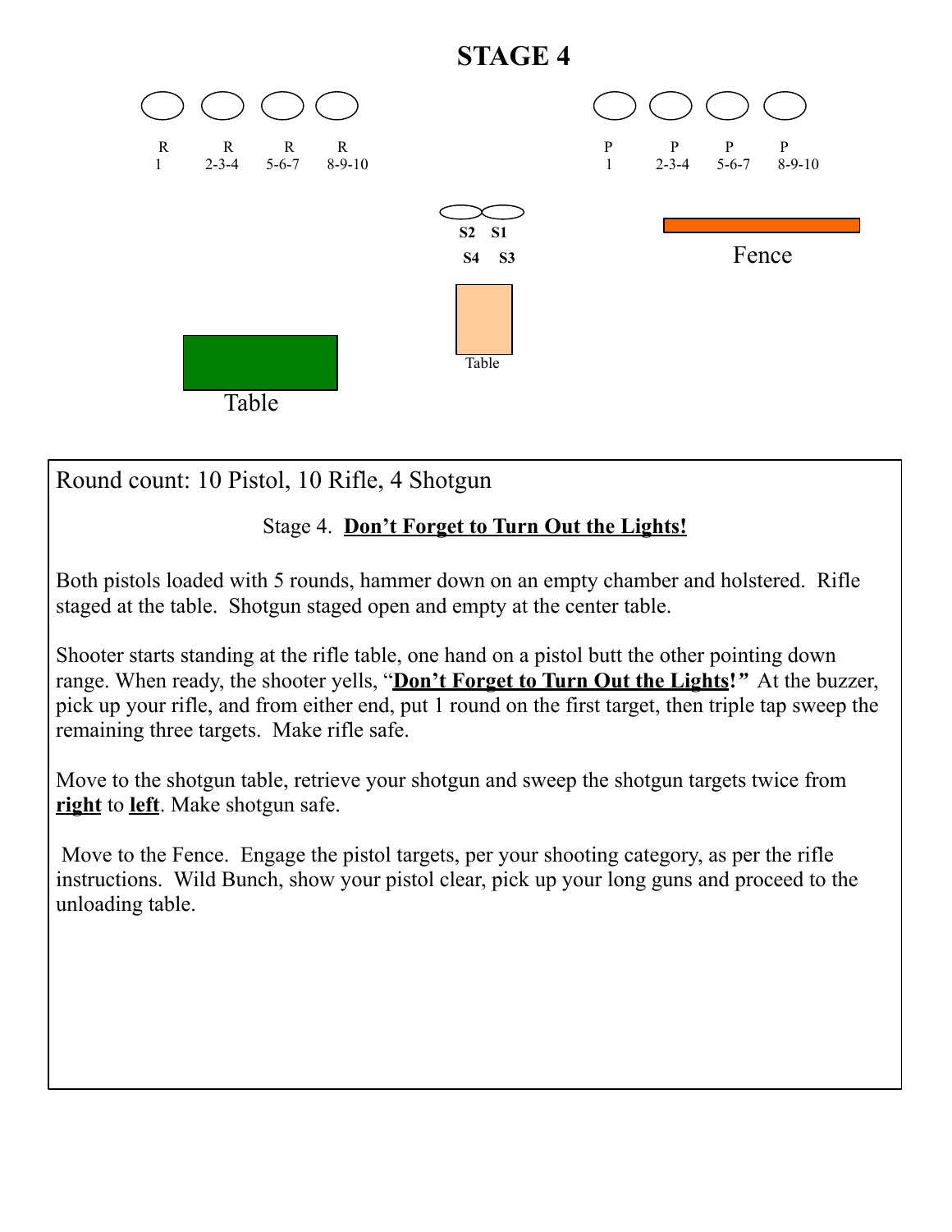# STAGE 4

R 1 | R 2-3-4 | R 5-6-7 | R 8-9-10

P 1 | P 2-3-4 | P 5-6-7 | P 8-9-10

S2 S1
S4 S3

Fence

Table

Table

Round count: 10 Pistol, 10 Rifle, 4 Shotgun

Stage 4. **Don't Forget to Turn Out the Lights!**

Both pistols loaded with 5 rounds, hammer down on an empty chamber and holstered. Rifle staged at the table. Shotgun staged open and empty at the center table.

Shooter starts standing at the rifle table, one hand on a pistol butt the other pointing down range. When ready, the shooter yells, "**Don't Forget to Turn Out the Lights!**" At the buzzer, pick up your rifle, and from either end, put 1 round on the first target, then triple tap sweep the remaining three targets. Make rifle safe.

Move to the shotgun table, retrieve your shotgun and sweep the shotgun targets twice from **right** to **left**. Make shotgun safe.

Move to the Fence. Engage the pistol targets, per your shooting category, as per the rifle instructions. Wild Bunch, show your pistol clear, pick up your long guns and proceed to the unloading table.